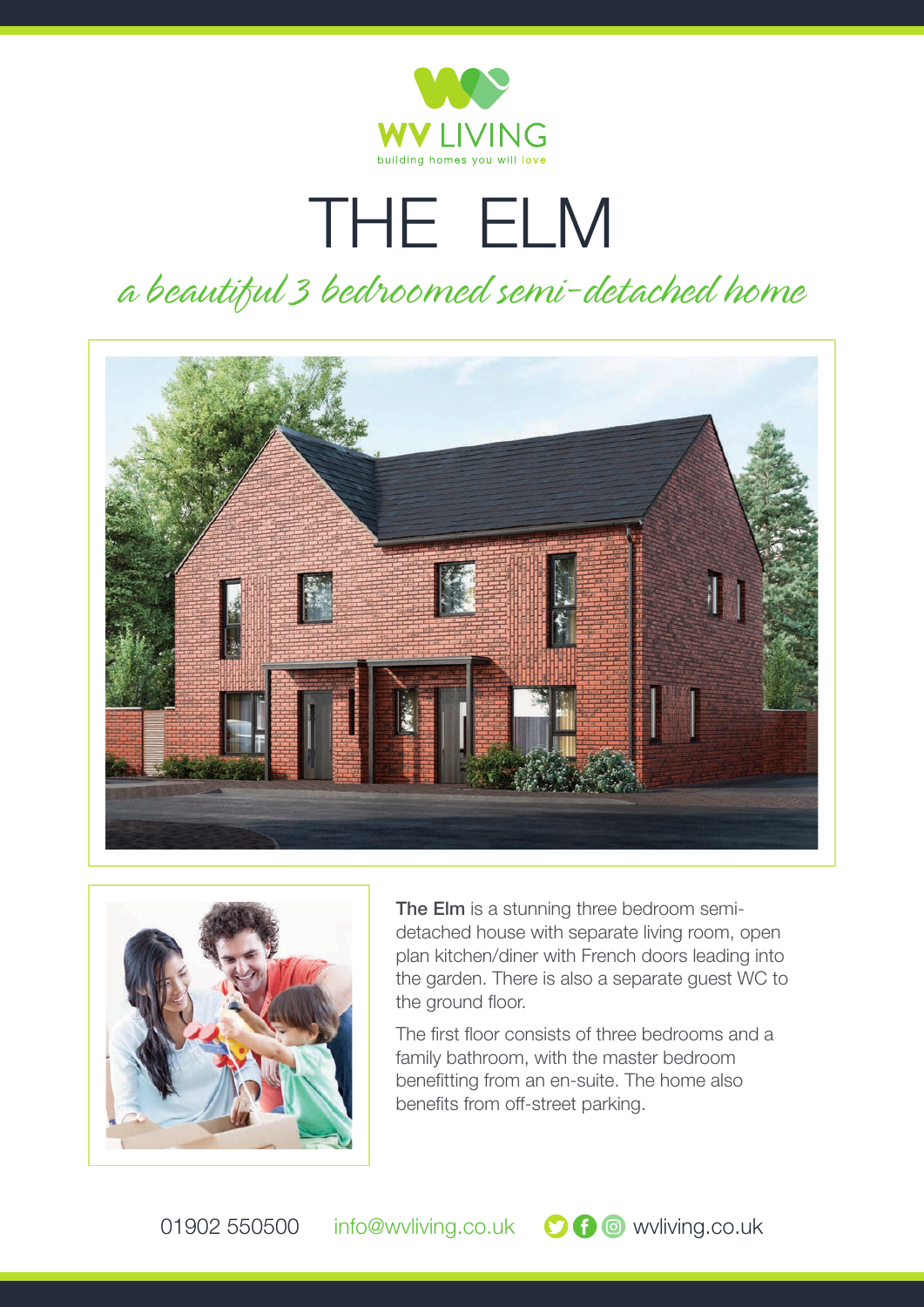WV LIVING

building homes you will love

# THE ELM

*a beautiful 3 bedroomed semi-detached home*

**The Elm** is a stunning three bedroom semi-detached house with separate living room, open plan kitchen/diner with French doors leading into the garden. There is also a separate guest WC to the ground floor.

The first floor consists of three bedrooms and a family bathroom, with the master bedroom benefitting from an en-suite. The home also benefits from off-street parking.

01902 550500 info@wvliving.co.uk wvliving.co.uk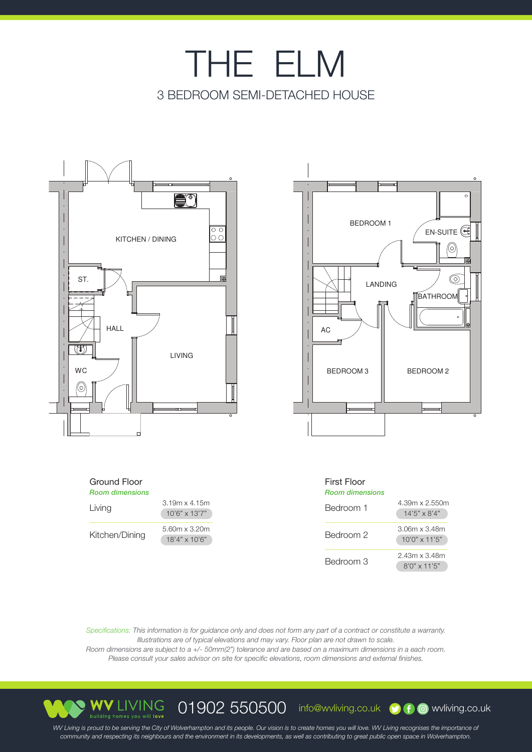# THE ELM

## 3 BEDROOM SEMI-DETACHED HOUSE

KITCHEN / DINING

ST.

HALL

LIVING

WC

BEDROOM 1

EN-SUITE

LANDING

BATHROOM

AC

BEDROOM 3

BEDROOM 2

### Ground Floor

*Room dimensions*

| | | |
|---|---|---|
| Living | 3.19m x 4.15m | 10'6" x 13'7" |
| Kitchen/Dining | 5.60m x 3.20m | 18'4" x 10'6" |

### First Floor

*Room dimensions*

| | | |
|---|---|---|
| Bedroom 1 | 4.39m x 2.550m | 14'5" x 8'4" |
| Bedroom 2 | 3.06m x 3.48m | 10'0" x 11'5" |
| Bedroom 3 | 2.43m x 3.48m | 8'0" x 11'5" |

*Specifications: This information is for guidance only and does not form any part of a contract or constitute a warranty. Illustrations are of typical elevations and may vary. Floor plan are not drawn to scale. Room dimensions are subject to a +/- 50mm(2") tolerance and are based on a maximum dimensions in a each room. Please consult your sales advisor on site for specific elevations, room dimensions and external finishes.*

WV LIVING building homes you will love 01902 550500 info@wvliving.co.uk wvliving.co.uk

*WV Living is proud to be serving the City of Wolverhampton and its people. Our vision is to create homes you will love. WV Living recognises the importance of community and respecting its neighbours and the environment in its developments, as well as contributing to great public open space in Wolverhampton.*